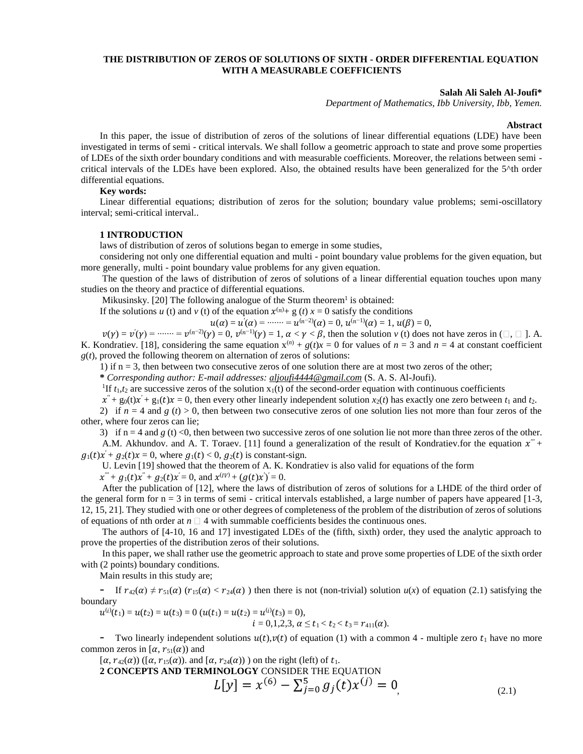# THE DISTRIBUTION OF ZEROS OF SOLUTIONS OF SIXTH - ORDER DIFFERENTIAL EQUATION WITH A MEASURABLE COEFFICIENTS

**Salah Ali Saleh Al-Joufi***

*Department of Mathematics, Ibb University, Ibb, Yemen.*

## Abstract

In this paper, the issue of distribution of zeros of the solutions of linear differential equations (LDE) have been investigated in terms of semi - critical intervals. We shall follow a geometric approach to state and prove some properties of LDEs of the sixth order boundary conditions and with measurable coefficients. Moreover, the relations between semi - critical intervals of the LDEs have been explored. Also, the obtained results have been generalized for the 5^th order differential equations.

**Key words:**

Linear differential equations; distribution of zeros for the solution; boundary value problems; semi-oscillatory interval; semi-critical interval..

## 1 INTRODUCTION

laws of distribution of zeros of solutions began to emerge in some studies,

considering not only one differential equation and multi - point boundary value problems for the given equation, but more generally, multi - point boundary value problems for any given equation.

The question of the laws of distribution of zeros of solutions of a linear differential equation touches upon many studies on the theory and practice of differential equations.

Mikusinsky. [20] The following analogue of the Sturm theorem[1] is obtained:

If the solutions $u$ (t) and $v$ (t) of the equation $x^{(n)} + g(t)x = 0$ satisfy the conditions

$$u(\alpha) = u'(\alpha) = \cdots\cdots = u^{(n-2)}(\alpha) = 0,\ u^{(n-1)}(\alpha) = 1,\ u(\beta) = 0,$$

$v(\gamma) = v'(\gamma) = \cdots\cdots = v^{(n-2)}(\gamma) = 0$, $v^{(n-1)}(\gamma) = 1$, $\alpha < \gamma < \beta$, then the solution $v$ (t) does not have zeros in (□, □ ]. A. K. Kondratiev. [18], considering the same equation $x^{(n)} + g(t)x = 0$ for values of $n = 3$ and $n = 4$ at constant coefficient $g(t)$, proved the following theorem on alternation of zeros of solutions:

1) if n = 3, then between two consecutive zeros of one solution there are at most two zeros of the other;

2) if $n = 4$ and $g(t) > 0$, then between two consecutive zeros of one solution lies not more than four zeros of the other, where four zeros can lie;

3) if n = 4 and $g(t) < 0$, then between two successive zeros of one solution lie not more than three zeros of the other.

A.M. Akhundov. and A. T. Toraev. [11] found a generalization of the result of Kondratiev.for the equation $x''' + g_1(t)x' + g_2(t)x = 0$, where $g_1(t) < 0$, $g_2(t)$ is constant-sign.

U. Levin [19] showed that the theorem of A. K. Kondratiev is also valid for equations of the form

$x''' + g_1(t)x'' + g_2(t)x' = 0$, and $x^{(IV)} + (g(t)x')' = 0$.

After the publication of [12], where the laws of distribution of zeros of solutions for a LHDE of the third order of the general form for n = 3 in terms of semi - critical intervals established, a large number of papers have appeared [1-3, 12, 15, 21]. They studied with one or other degrees of completeness of the problem of the distribution of zeros of solutions of equations of nth order at $n$ □ 4 with summable coefficients besides the continuous ones.

The authors of [4-10, 16 and 17] investigated LDEs of the (fifth, sixth) order, they used the analytic approach to prove the properties of the distribution zeros of their solutions.

In this paper, we shall rather use the geometric approach to state and prove some properties of LDE of the sixth order with (2 points) boundary conditions.

Main results in this study are;

- If $r_{42}(\alpha) \neq r_{51}(\alpha)$ ($r_{15}(\alpha) < r_{24}(\alpha)$ ) then there is not (non-trivial) solution $u(x)$ of equation (2.1) satisfying the boundary

$$u^{(i)}(t_1) = u(t_2) = u(t_3) = 0\ (u(t_1) = u(t_2) = u^{(i)}(t_3) = 0),$$
$$i = 0,1,2,3,\ \alpha \le t_1 < t_2 < t_3 = r_{411}(\alpha).$$

- Two linearly independent solutions $u(t), v(t)$ of equation (1) with a common 4 - multiple zero $t_1$ have no more common zeros in $[\alpha, r_{51}(\alpha))$ and

$[\alpha, r_{42}(\alpha))$ ($[\alpha, r_{15}(\alpha))$. and $[\alpha, r_{24}(\alpha))$ ) on the right (left) of $t_1$.

## 2 CONCEPTS AND TERMINOLOGY

CONSIDER THE EQUATION

$$L[y] = x^{(6)} - \sum_{j=0}^{5} g_j(t)x^{(j)} = 0, \tag{2.1}$$

---

**\*** *Corresponding author: E-mail addresses: aljoufi4444@gmail.com* (S. A. S. Al-Joufi).

[1] If $t_1, t_2$ are successive zeros of the solution $x_1(t)$ of the second-order equation with continuous coefficients $x'' + g_0(t)x' + g_1(t)x = 0$, then every other linearly independent solution $x_2(t)$ has exactly one zero between $t_1$ and $t_2$.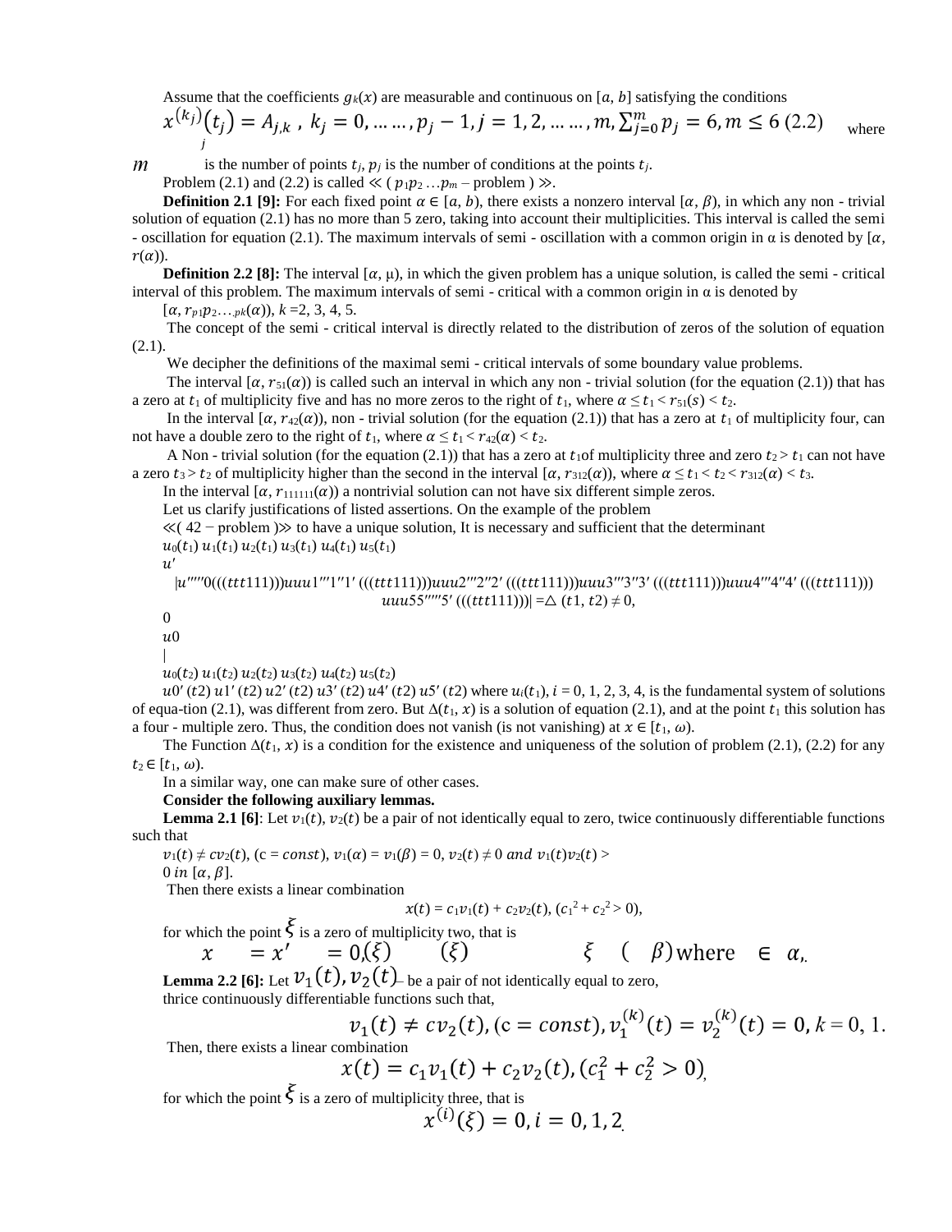Assume that the coefficients $g_k(x)$ are measurable and continuous on $[a, b]$ satisfying the conditions

$$x^{(k_j)}(t_j) = A_{j,k}\ ,\ k_j = 0, \ldots\ldots, p_j - 1, j = 1, 2, \ldots\ldots, m, \sum_{j=0}^{m} p_j = 6, m \le 6 \ (2.2)$$

where $m$ is the number of points $t_j$, $p_j$ is the number of conditions at the points $t_j$.

Problem (2.1) and (2.2) is called ≪ ( $p_1p_2 \ldots p_m$ – problem ) ≫.

**Definition 2.1 [9]:** For each fixed point $\alpha \in [a, b)$, there exists a nonzero interval $[\alpha, \beta)$, in which any non - trivial solution of equation (2.1) has no more than 5 zero, taking into account their multiplicities. This interval is called the semi - oscillation for equation (2.1). The maximum intervals of semi - oscillation with a common origin in α is denoted by $[\alpha, r(\alpha))$.

**Definition 2.2 [8]:** The interval $[\alpha, \mu)$, in which the given problem has a unique solution, is called the semi - critical interval of this problem. The maximum intervals of semi - critical with a common origin in α is denoted by $[\alpha, r_{p_1p_2\ldots p_k}(\alpha))$, $k = 2, 3, 4, 5$.

The concept of the semi - critical interval is directly related to the distribution of zeros of the solution of equation (2.1).

We decipher the definitions of the maximal semi - critical intervals of some boundary value problems.

The interval $[\alpha, r_{51}(\alpha))$ is called such an interval in which any non - trivial solution (for the equation (2.1)) that has a zero at $t_1$ of multiplicity five and has no more zeros to the right of $t_1$, where $\alpha \le t_1 < r_{51}(s) < t_2$.

In the interval $[\alpha, r_{42}(\alpha))$, non - trivial solution (for the equation (2.1)) that has a zero at $t_1$ of multiplicity four, can not have a double zero to the right of $t_1$, where $\alpha \le t_1 < r_{42}(\alpha) < t_2$.

A Non - trivial solution (for the equation (2.1)) that has a zero at $t_1$of multiplicity three and zero $t_2 > t_1$ can not have a zero $t_3 > t_2$ of multiplicity higher than the second in the interval $[\alpha, r_{312}(\alpha))$, where $\alpha \le t_1 < t_2 < r_{312}(\alpha) < t_3$.

In the interval $[\alpha, r_{111111}(\alpha))$ a nontrivial solution can not have six different simple zeros.

Let us clarify justifications of listed assertions. On the example of the problem ≪( 42 − problem )≫ to have a unique solution, It is necessary and sufficient that the determinant

$$\begin{vmatrix} u_0(t_1) & u_1(t_1) & u_2(t_1) & u_3(t_1) & u_4(t_1) & u_5(t_1) \\ u_0'(t_1) & u_1'(t_1) & u_2'(t_1) & u_3'(t_1) & u_4'(t_1) & u_5'(t_1) \\ u_0''(t_1) & u_1''(t_1) & u_2''(t_1) & u_3''(t_1) & u_4''(t_1) & u_5''(t_1) \\ u_0'''(t_1) & u_1'''(t_1) & u_2'''(t_1) & u_3'''(t_1) & u_4'''(t_1) & u_5'''(t_1) \\ u_0(t_2) & u_1(t_2) & u_2(t_2) & u_3(t_2) & u_4(t_2) & u_5(t_2) \\ u_0'(t_2) & u_1'(t_2) & u_2'(t_2) & u_3'(t_2) & u_4'(t_2) & u_5'(t_2) \end{vmatrix} = \Delta(t_1, t_2) \neq 0,$$

where $u_i(t_1)$, $i = 0, 1, 2, 3, 4$, is the fundamental system of solutions of equa-tion (2.1), was different from zero. But $\Delta(t_1, x)$ is a solution of equation (2.1), and at the point $t_1$ this solution has a four - multiple zero. Thus, the condition does not vanish (is not vanishing) at $x \in [t_1, \omega)$.

The Function $\Delta(t_1, x)$ is a condition for the existence and uniqueness of the solution of problem (2.1), (2.2) for any $t_2 \in [t_1, \omega)$.

In a similar way, one can make sure of other cases.

**Consider the following auxiliary lemmas.**

**Lemma 2.1 [6]**: Let $v_1(t)$, $v_2(t)$ be a pair of not identically equal to zero, twice continuously differentiable functions such that

$v_1(t) \neq cv_2(t)$, (c = const), $v_1(\alpha) = v_1(\beta) = 0$, $v_2(t) \neq 0$ and $v_1(t)v_2(t) > 0$ in $[\alpha, \beta]$.

Then there exists a linear combination

$$x(t) = c_1v_1(t) + c_2v_2(t), \ (c_1^2 + c_2^2 > 0),$$

for which the point $\xi$ is a zero of multiplicity two, that is

$$x(\xi) = x'(\xi) = 0, \ \text{where} \ \xi \in (\alpha, \beta).$$

**Lemma 2.2 [6]:** Let $v_1(t), v_2(t)$ be a pair of not identically equal to zero, thrice continuously differentiable functions such that,

$$v_1(t) \neq cv_2(t), (c = const), v_1^{(k)}(t) = v_2^{(k)}(t) = 0, k = 0, 1.$$

Then, there exists a linear combination

$$x(t) = c_1v_1(t) + c_2v_2(t), (c_1^2 + c_2^2 > 0),$$

for which the point $\xi$ is a zero of multiplicity three, that is

$$x^{(i)}(\xi) = 0, i = 0, 1, 2.$$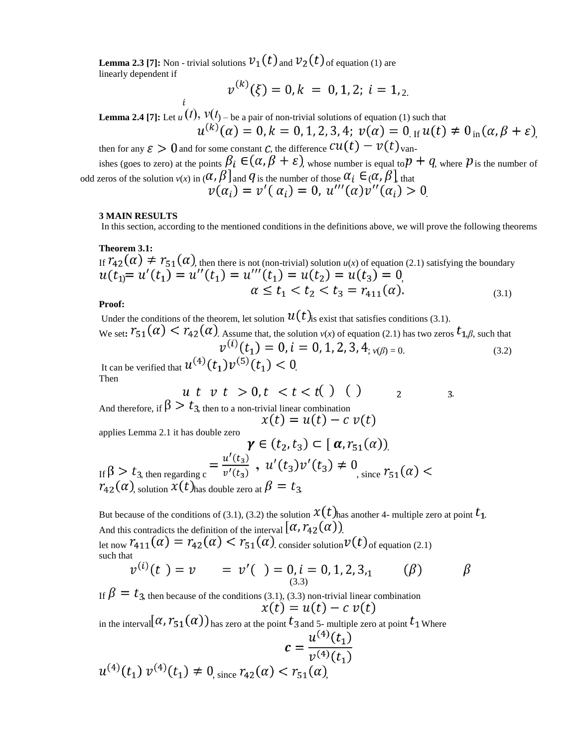**Lemma 2.3 [7]:** Non - trivial solutions $v_1(t)$ and $v_2(t)$ of equation (1) are linearly dependent if

$$v_i^{(k)}(\xi) = 0, k = 0, 1, 2;\ i = 1, 2.$$

**Lemma 2.4 [7]:** Let $u(t), v(t)$ – be a pair of non-trivial solutions of equation (1) such that

$$u^{(k)}(\alpha) = 0, k = 0, 1, 2, 3, 4;\ v(\alpha) = 0.$$ If $u(t) \neq 0$ in $(\alpha, \beta + \varepsilon)$,

then for any $\varepsilon > 0$ and for some constant $c$, the difference $cu(t) - v(t)$ vanishes (goes to zero) at the points $\beta_i \in (\alpha, \beta + \varepsilon)$, whose number is equal to $p + q$, where $p$ is the number of odd zeros of the solution $v(x)$ in $(\alpha, \beta]$ and $q$ is the number of those $\alpha_i \in (\alpha, \beta]$, that

$$v(\alpha_i) = v'(\alpha_i) = 0,\ u'''(\alpha)v''(\alpha_i) > 0.$$

**3 MAIN RESULTS**

In this section, according to the mentioned conditions in the definitions above, we will prove the following theorems

**Theorem 3.1:**

If $r_{42}(\alpha) \neq r_{51}(\alpha)$, then there is not (non-trivial) solution $u(x)$ of equation (2.1) satisfying the boundary

$$u(t_1) = u'(t_1) = u''(t_1) = u'''(t_1) = u(t_2) = u(t_3) = 0,$$
$$\alpha \leq t_1 < t_2 < t_3 = r_{411}(\alpha). \tag{3.1}$$

**Proof:**

Under the conditions of the theorem, let solution $u(t)$ is exist that satisfies conditions (3.1).

We set: $r_{51}(\alpha) < r_{42}(\alpha)$. Assume that, the solution $v(x)$ of equation (2.1) has two zeros $t_1, \beta$, such that

$$v^{(i)}(t_1) = 0, i = 0, 1, 2, 3, 4;\ v(\beta) = 0. \tag{3.2}$$

It can be verified that $u^{(4)}(t_1)v^{(5)}(t_1) < 0$.

Then

$$u(t)v(t) > 0, t_2 < t < t_3.$$

And therefore, if $\beta > t_3$, then to a non-trivial linear combination

$$x(t) = u(t) - c\, v(t)$$

applies Lemma 2.1 it has double zero

$$\gamma \in (t_2, t_3) \subset [\alpha, r_{51}(\alpha)).$$

If $\beta > t_3$, then regarding $c = \frac{u'(t_3)}{v'(t_3)}$, $u'(t_3)v'(t_3) \neq 0$, since $r_{51}(\alpha) < r_{42}(\alpha)$, solution $x(t)$ has double zero at $\beta = t_3$.

But because of the conditions of (3.1), (3.2) the solution $x(t)$ has another 4- multiple zero at point $t_1$. And this contradicts the definition of the interval $[\alpha, r_{42}(\alpha))$.

let now $r_{411}(\alpha) = r_{42}(\alpha) < r_{51}(\alpha)$. consider solution $v(t)$ of equation (2.1) such that

$$v^{(i)}(t_1) = v(\beta) = v'(\beta) = 0, i = 0, 1, 2, 3, \tag{3.3}$$

If $\beta = t_3$, then because of the conditions (3.1), (3.3) non-trivial linear combination

$$x(t) = u(t) - c\, v(t)$$

in the interval $[\alpha, r_{51}(\alpha))$ has zero at the point $t_3$ and 5- multiple zero at point $t_1$ Where

$$c = \frac{u^{(4)}(t_1)}{v^{(4)}(t_1)}$$

$u^{(4)}(t_1)\, v^{(4)}(t_1) \neq 0$, since $r_{42}(\alpha) < r_{51}(\alpha)$,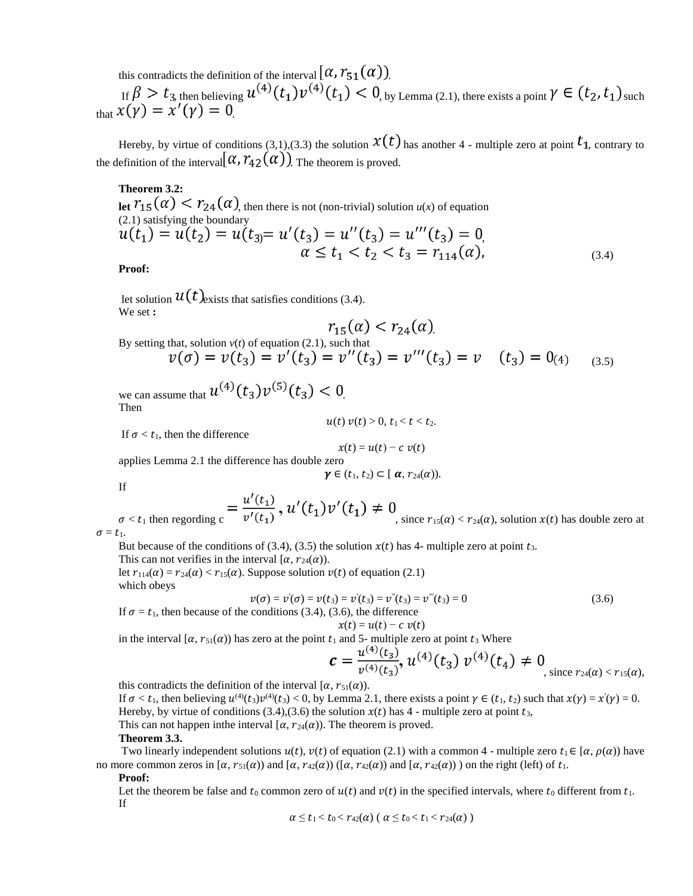this contradicts the definition of the interval $[\alpha, r_{51}(\alpha))$.

If $\beta > t_3$, then believing $u^{(4)}(t_1)v^{(4)}(t_1) < 0$, by Lemma (2.1), there exists a point $\gamma \in (t_2, t_1)$ such that $x(\gamma) = x'(\gamma) = 0$.

Hereby, by virtue of conditions (3,1),(3.3) the solution $x(t)$ has another 4 - multiple zero at point $t_1$, contrary to the definition of the interval $[\alpha, r_{42}(\alpha))$. The theorem is proved.

**Theorem 3.2:**

**let** $r_{15}(\alpha) < r_{24}(\alpha)$, then there is not (non-trivial) solution $u(x)$ of equation (2.1) satisfying the boundary

$$u(t_1) = u(t_2) = u(t_3) = u'(t_3) = u''(t_3) = u'''(t_3) = 0,$$
$$\alpha \le t_1 < t_2 < t_3 = r_{114}(\alpha), \tag{3.4}$$

**Proof:**

let solution $u(t)$ exists that satisfies conditions (3.4).

We set **:**

$$r_{15}(\alpha) < r_{24}(\alpha).$$

By setting that, solution $v(t)$ of equation (2.1), such that

$$v(\sigma) = v(t_3) = v'(t_3) = v''(t_3) = v'''(t_3) = v^{(4)}(t_3) = 0 \tag{3.5}$$

we can assume that $u^{(4)}(t_3)v^{(5)}(t_3) < 0$.

Then

$$u(t)\, v(t) > 0,\ t_1 < t < t_2.$$

If $\sigma < t_1$, then the difference

$$x(t) = u(t) - c\ v(t)$$

applies Lemma 2.1 the difference has double zero

$$\gamma \in (t_1, t_2) \subset [\ \alpha, r_{24}(\alpha)).$$

If

$\sigma < t_1$ then regording $c = \dfrac{u'(t_1)}{v'(t_1)},\ u'(t_1)v'(t_1) \ne 0$, since $r_{15}(\alpha) < r_{24}(\alpha)$, solution $x(t)$ has double zero at $\sigma = t_1$.

But because of the conditions of (3.4), (3.5) the solution $x(t)$ has 4- multiple zero at point $t_3$.

This can not verifies in the interval $[\alpha, r_{24}(\alpha))$.

let $r_{114}(\alpha) = r_{24}(\alpha) < r_{15}(\alpha)$. Suppose solution $v(t)$ of equation (2.1) which obeys

$$v(\sigma) = v'(\sigma) = v(t_3) = v'(t_3) = v''(t_3) = v'''(t_3) = 0 \tag{3.6}$$

If $\sigma = t_1$, then because of the conditions (3.4), (3.6), the difference

$$x(t) = u(t) - c\ v(t)$$

in the interval $[\alpha, r_{51}(\alpha))$ has zero at the point $t_1$ and 5- multiple zero at point $t_3$ Where

$\boldsymbol{c} = \dfrac{u^{(4)}(t_3)}{v^{(4)}(t_3)},\ u^{(4)}(t_3)\ v^{(4)}(t_4) \ne 0$, since $r_{24}(\alpha) < r_{15}(\alpha)$,

this contradicts the definition of the interval $[\alpha, r_{51}(\alpha))$.

If $\sigma < t_1$, then believing $u^{(4)}(t_3)v^{(4)}(t_3) < 0$, by Lemma 2.1, there exists a point $\gamma \in (t_1, t_2)$ such that $x(\gamma) = x'(\gamma) = 0$.

Hereby, by virtue of conditions (3.4),(3.6) the solution $x(t)$ has 4 - multiple zero at point $t_3$,

This can not happen inthe interval $[\alpha, r_{24}(\alpha))$. The theorem is proved.

**Theorem 3.3.**

Two linearly independent solutions $u(t)$, $v(t)$ of equation (2.1) with a common 4 - multiple zero $t_1 \in [\alpha, \rho(\alpha))$ have no more common zeros in $[\alpha, r_{51}(\alpha))$ and $[\alpha, r_{42}(\alpha))$ ($[\alpha, r_{42}(\alpha))$ and $[\alpha, r_{42}(\alpha))$ ) on the right (left) of $t_1$.

**Proof:**

Let the theorem be false and $t_0$ common zero of $u(t)$ and $v(t)$ in the specified intervals, where $t_0$ different from $t_1$.

If

$$\alpha \le t_1 < t_0 < r_{42}(\alpha)\ (\ \alpha \le t_0 < t_1 < r_{24}(\alpha)\ )$$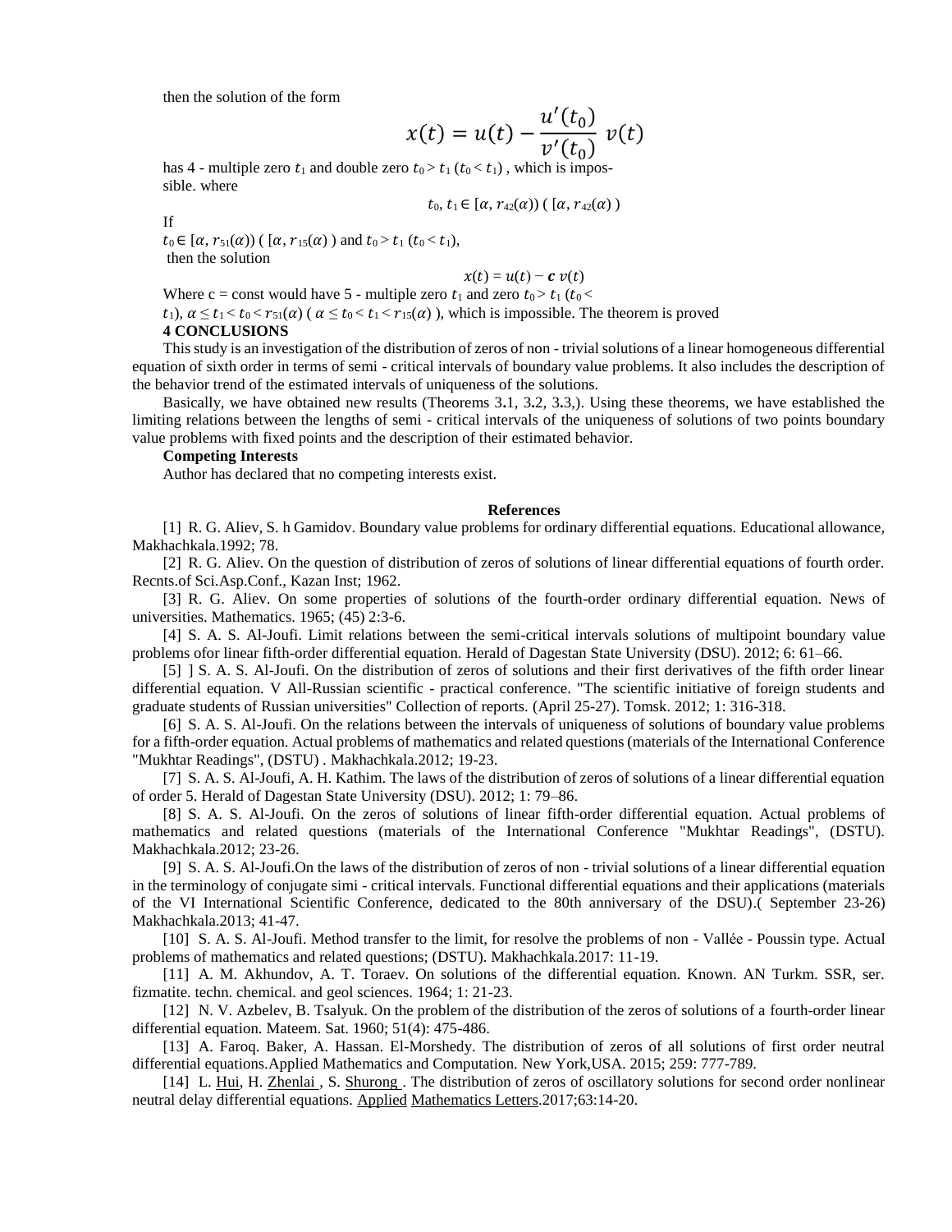then the solution of the form

$$x(t) = u(t) - \frac{u'(t_0)}{v'(t_0)}\, v(t)$$

has 4 - multiple zero $t_1$ and double zero $t_0 > t_1$ ($t_0 < t_1$) , which is impossible. where

$$t_0, t_1 \in [\alpha, r_{42}(\alpha))\ (\ [\alpha, r_{42}(\alpha)\ )$$

If

$t_0 \in [\alpha, r_{51}(\alpha))$ ( $[\alpha, r_{15}(\alpha)$ ) and $t_0 > t_1$ ($t_0 < t_1$),

then the solution

$$x(t) = u(t) - \boldsymbol{c}\ v(t)$$

Where c = const would have 5 - multiple zero $t_1$ and zero $t_0 > t_1$ ($t_0 < t_1$), $\alpha \le t_1 < t_0 < r_{51}(\alpha)$ ( $\alpha \le t_0 < t_1 < r_{15}(\alpha)$ ), which is impossible. The theorem is proved

## 4 CONCLUSIONS

This study is an investigation of the distribution of zeros of non - trivial solutions of a linear homogeneous differential equation of sixth order in terms of semi - critical intervals of boundary value problems. It also includes the description of the behavior trend of the estimated intervals of uniqueness of the solutions.

Basically, we have obtained new results (Theorems 3.1, 3.2, 3.3,). Using these theorems, we have established the limiting relations between the lengths of semi - critical intervals of the uniqueness of solutions of two points boundary value problems with fixed points and the description of their estimated behavior.

**Competing Interests**

Author has declared that no competing interests exist.

## References

[1] R. G. Aliev, S. h Gamidov. Boundary value problems for ordinary differential equations. Educational allowance, Makhachkala.1992; 78.

[2] R. G. Aliev. On the question of distribution of zeros of solutions of linear differential equations of fourth order. Recnts.of Sci.Asp.Conf., Kazan Inst; 1962.

[3] R. G. Aliev. On some properties of solutions of the fourth-order ordinary differential equation. News of universities. Mathematics. 1965; (45) 2:3-6.

[4] S. A. S. Al-Joufi. Limit relations between the semi-critical intervals solutions of multipoint boundary value problems ofor linear fifth-order differential equation. Herald of Dagestan State University (DSU). 2012; 6: 61–66.

[5] ] S. A. S. Al-Joufi. On the distribution of zeros of solutions and their first derivatives of the fifth order linear differential equation. V All-Russian scientific - practical conference. "The scientific initiative of foreign students and graduate students of Russian universities" Collection of reports. (April 25-27). Tomsk. 2012; 1: 316-318.

[6] S. A. S. Al-Joufi. On the relations between the intervals of uniqueness of solutions of boundary value problems for a fifth-order equation. Actual problems of mathematics and related questions (materials of the International Conference "Mukhtar Readings", (DSTU) . Makhachkala.2012; 19-23.

[7] S. A. S. Al-Joufi, A. H. Kathim. The laws of the distribution of zeros of solutions of a linear differential equation of order 5. Herald of Dagestan State University (DSU). 2012; 1: 79–86.

[8] S. A. S. Al-Joufi. On the zeros of solutions of linear fifth-order differential equation. Actual problems of mathematics and related questions (materials of the International Conference "Mukhtar Readings", (DSTU). Makhachkala.2012; 23-26.

[9] S. A. S. Al-Joufi.On the laws of the distribution of zeros of non - trivial solutions of a linear differential equation in the terminology of conjugate simi - critical intervals. Functional differential equations and their applications (materials of the VI International Scientific Conference, dedicated to the 80th anniversary of the DSU).( September 23-26) Makhachkala.2013; 41-47.

[10] S. A. S. Al-Joufi. Method transfer to the limit, for resolve the problems of non - Vallée - Poussin type. Actual problems of mathematics and related questions; (DSTU). Makhachkala.2017: 11-19.

[11] A. M. Akhundov, A. T. Toraev. On solutions of the differential equation. Known. AN Turkm. SSR, ser. fizmatite. techn. chemical. and geol sciences. 1964; 1: 21-23.

[12] N. V. Azbelev, B. Tsalyuk. On the problem of the distribution of the zeros of solutions of a fourth-order linear differential equation. Mateem. Sat. 1960; 51(4): 475-486.

[13] A. Faroq. Baker, A. Hassan. El-Morshedy. The distribution of zeros of all solutions of first order neutral differential equations.Applied Mathematics and Computation. New York,USA. 2015; 259: 777-789.

[14] L. Hui, H. Zhenlai , S. Shurong . The distribution of zeros of oscillatory solutions for second order nonlinear neutral delay differential equations. Applied Mathematics Letters.2017;63:14-20.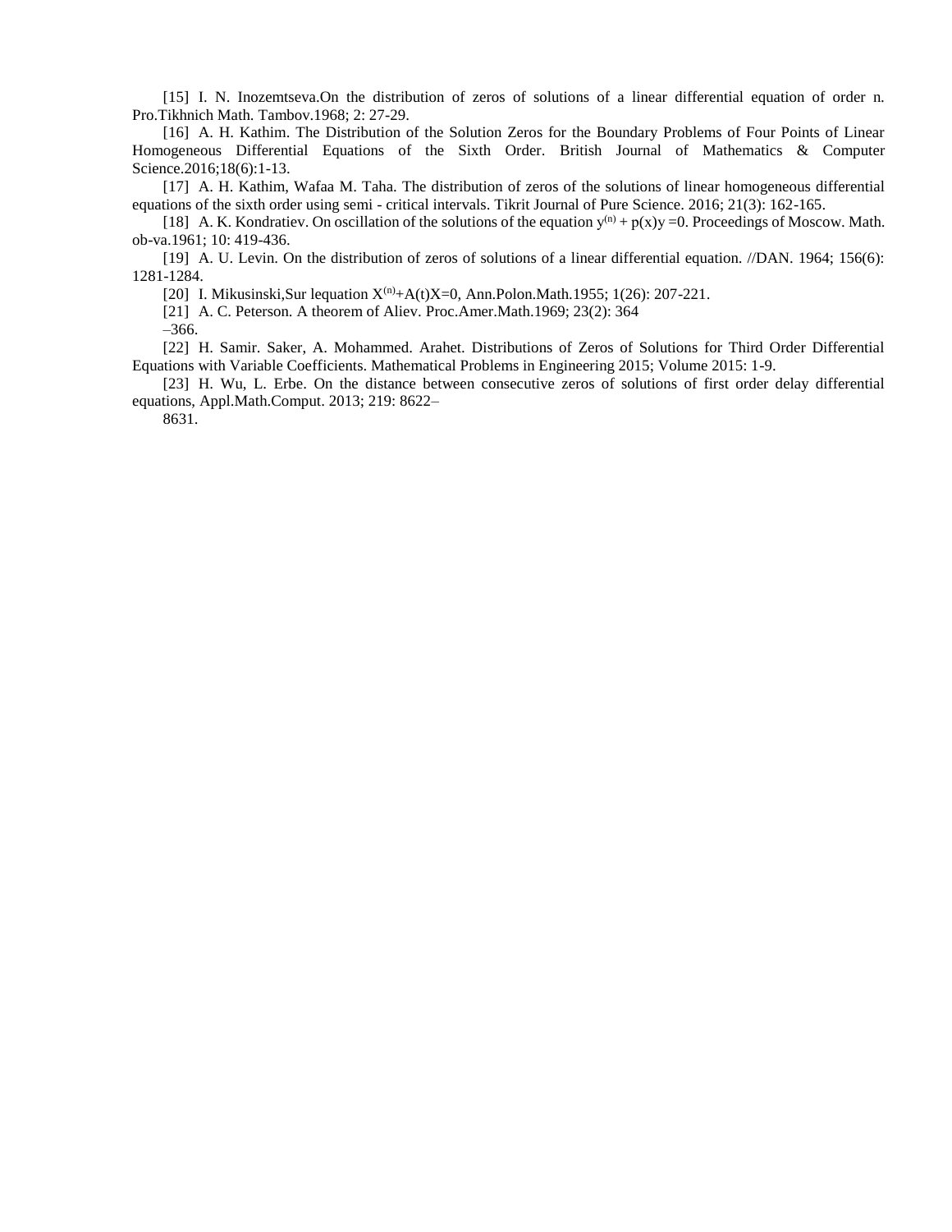[15] I. N. Inozemtseva.On the distribution of zeros of solutions of a linear differential equation of order n. Pro.Tikhnich Math. Tambov.1968; 2: 27-29.

[16] A. H. Kathim. The Distribution of the Solution Zeros for the Boundary Problems of Four Points of Linear Homogeneous Differential Equations of the Sixth Order. British Journal of Mathematics & Computer Science.2016;18(6):1-13.

[17] A. H. Kathim, Wafaa M. Taha. The distribution of zeros of the solutions of linear homogeneous differential equations of the sixth order using semi - critical intervals. Tikrit Journal of Pure Science. 2016; 21(3): 162-165.

[18] A. K. Kondratiev. On oscillation of the solutions of the equation $y^{(n)} + p(x)y = 0$. Proceedings of Moscow. Math. ob-va.1961; 10: 419-436.

[19] A. U. Levin. On the distribution of zeros of solutions of a linear differential equation. //DAN. 1964; 156(6): 1281-1284.

[20] I. Mikusinski,Sur lequation $X^{(n)}+A(t)X=0$, Ann.Polon.Math.1955; 1(26): 207-221.

[21] A. C. Peterson. A theorem of Aliev. Proc.Amer.Math.1969; 23(2): 364 –366.

[22] H. Samir. Saker, A. Mohammed. Arahet. Distributions of Zeros of Solutions for Third Order Differential Equations with Variable Coefficients. Mathematical Problems in Engineering 2015; Volume 2015: 1-9.

[23] H. Wu, L. Erbe. On the distance between consecutive zeros of solutions of first order delay differential equations, Appl.Math.Comput. 2013; 219: 8622– 8631.